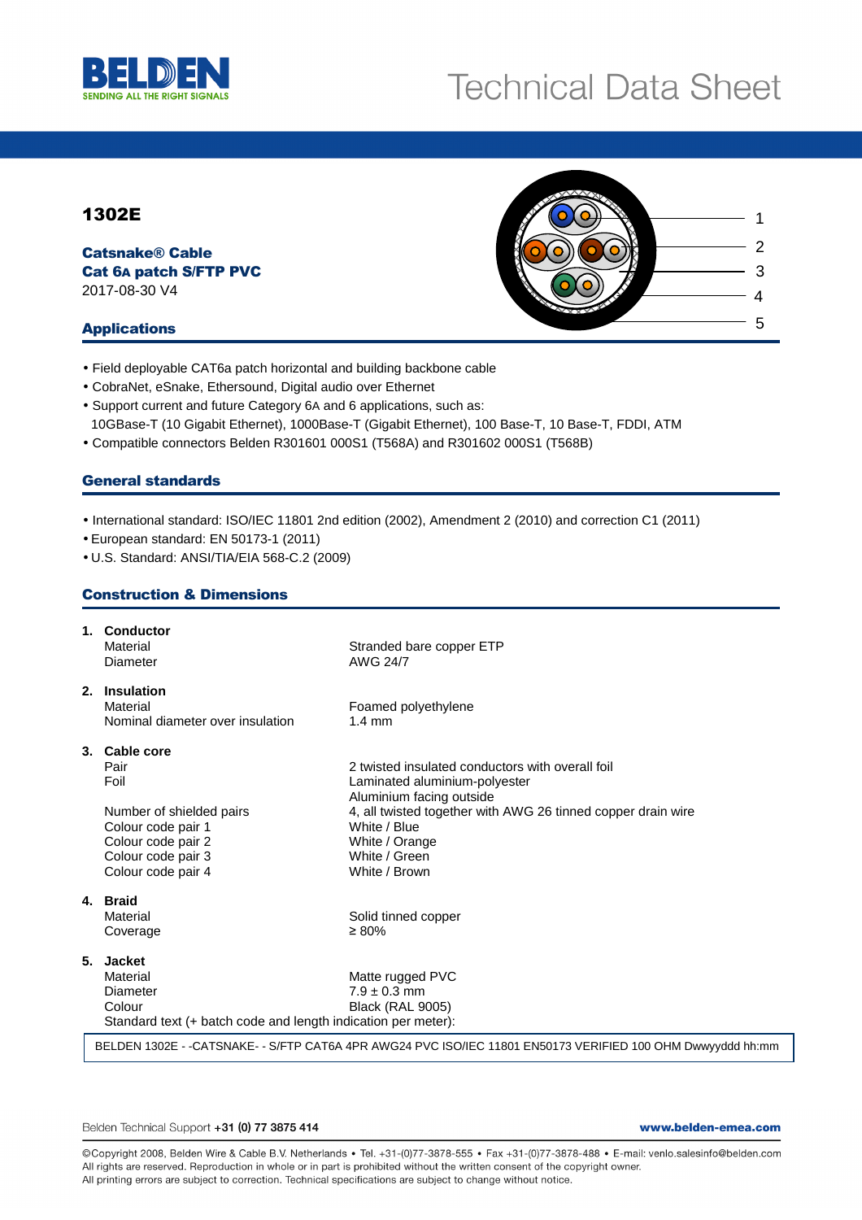# Technical Data Sheet

## 1302E

**Catsnake® Cable**
**Cat 6A patch S/FTP PVC**
2017-08-30 V4

1
2
3
4
5

### Applications

- Field deployable CAT6a patch horizontal and building backbone cable
- CobraNet, eSnake, Ethersound, Digital audio over Ethernet
- Support current and future Category 6A and 6 applications, such as:
  10GBase-T (10 Gigabit Ethernet), 1000Base-T (Gigabit Ethernet), 100 Base-T, 10 Base-T, FDDI, ATM
- Compatible connectors Belden R301601 000S1 (T568A) and R301602 000S1 (T568B)

### General standards

- International standard: ISO/IEC 11801 2nd edition (2002), Amendment 2 (2010) and correction C1 (2011)
- European standard: EN 50173-1 (2011)
- U.S. Standard: ANSI/TIA/EIA 568-C.2 (2009)

### Construction & Dimensions

**1. Conductor**

| | |
|---|---|
| Material | Stranded bare copper ETP |
| Diameter | AWG 24/7 |

**2. Insulation**

| | |
|---|---|
| Material | Foamed polyethylene |
| Nominal diameter over insulation | 1.4 mm |

**3. Cable core**

| | |
|---|---|
| Pair | 2 twisted insulated conductors with overall foil |
| Foil | Laminated aluminium-polyester<br>Aluminium facing outside |
| Number of shielded pairs | 4, all twisted together with AWG 26 tinned copper drain wire |
| Colour code pair 1 | White / Blue |
| Colour code pair 2 | White / Orange |
| Colour code pair 3 | White / Green |
| Colour code pair 4 | White / Brown |

**4. Braid**

| | |
|---|---|
| Material | Solid tinned copper |
| Coverage | ≥ 80% |

**5. Jacket**

| | |
|---|---|
| Material | Matte rugged PVC |
| Diameter | 7.9 ± 0.3 mm |
| Colour | Black (RAL 9005) |

Standard text (+ batch code and length indication per meter):

BELDEN 1302E - -CATSNAKE- - S/FTP CAT6A 4PR AWG24 PVC ISO/IEC 11801 EN50173 VERIFIED 100 OHM Dwwyyddd hh:mm

Belden Technical Support **+31 (0) 77 3875 414** **www.belden-emea.com**

©Copyright 2008, Belden Wire & Cable B.V. Netherlands • Tel. +31-(0)77-3878-555 • Fax +31-(0)77-3878-488 • E-mail: venlo.salesinfo@belden.com
All rights are reserved. Reproduction in whole or in part is prohibited without the written consent of the copyright owner.
All printing errors are subject to correction. Technical specifications are subject to change without notice.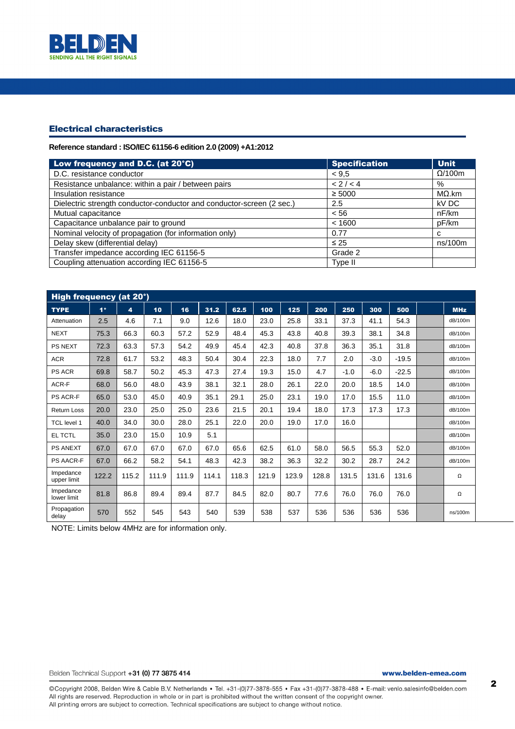## Electrical characteristics

**Reference standard : ISO/IEC 61156-6 edition 2.0 (2009) +A1:2012**

| Low frequency and D.C. (at 20°C) | Specification | Unit |
|---|---|---|
| D.C. resistance conductor | < 9,5 | Ω/100m |
| Resistance unbalance: within a pair / between pairs | < 2 / < 4 | % |
| Insulation resistance | ≥ 5000 | MΩ.km |
| Dielectric strength conductor-conductor and conductor-screen (2 sec.) | 2.5 | kV DC |
| Mutual capacitance | < 56 | nF/km |
| Capacitance unbalance pair to ground | < 1600 | pF/km |
| Nominal velocity of propagation (for information only) | 0.77 | c |
| Delay skew (differential delay) | ≤ 25 | ns/100m |
| Transfer impedance according IEC 61156-5 | Grade 2 | |
| Coupling attenuation according IEC 61156-5 | Type II | |

| High frequency (at 20°) | | | | | | | | | | | | | | |
|---|---|---|---|---|---|---|---|---|---|---|---|---|---|---|
| TYPE | 1* | 4 | 10 | 16 | 31.2 | 62.5 | 100 | 125 | 200 | 250 | 300 | 500 | | MHz |
| Attenuation | 2.5 | 4.6 | 7.1 | 9.0 | 12.6 | 18.0 | 23.0 | 25.8 | 33.1 | 37.3 | 41.1 | 54.3 | | dB/100m |
| NEXT | 75.3 | 66.3 | 60.3 | 57.2 | 52.9 | 48.4 | 45.3 | 43.8 | 40.8 | 39.3 | 38.1 | 34.8 | | dB/100m |
| PS NEXT | 72.3 | 63.3 | 57.3 | 54.2 | 49.9 | 45.4 | 42.3 | 40.8 | 37.8 | 36.3 | 35.1 | 31.8 | | dB/100m |
| ACR | 72.8 | 61.7 | 53.2 | 48.3 | 50.4 | 30.4 | 22.3 | 18.0 | 7.7 | 2.0 | -3.0 | -19.5 | | dB/100m |
| PS ACR | 69.8 | 58.7 | 50.2 | 45.3 | 47.3 | 27.4 | 19.3 | 15.0 | 4.7 | -1.0 | -6.0 | -22.5 | | dB/100m |
| ACR-F | 68.0 | 56.0 | 48.0 | 43.9 | 38.1 | 32.1 | 28.0 | 26.1 | 22.0 | 20.0 | 18.5 | 14.0 | | dB/100m |
| PS ACR-F | 65.0 | 53.0 | 45.0 | 40.9 | 35.1 | 29.1 | 25.0 | 23.1 | 19.0 | 17.0 | 15.5 | 11.0 | | dB/100m |
| Return Loss | 20.0 | 23.0 | 25.0 | 25.0 | 23.6 | 21.5 | 20.1 | 19.4 | 18.0 | 17.3 | 17.3 | 17.3 | | dB/100m |
| TCL level 1 | 40.0 | 34.0 | 30.0 | 28.0 | 25.1 | 22.0 | 20.0 | 19.0 | 17.0 | 16.0 | | | | dB/100m |
| EL TCTL | 35.0 | 23.0 | 15.0 | 10.9 | 5.1 | | | | | | | | | dB/100m |
| PS ANEXT | 67.0 | 67.0 | 67.0 | 67.0 | 67.0 | 65.6 | 62.5 | 61.0 | 58.0 | 56.5 | 55.3 | 52.0 | | dB/100m |
| PS AACR-F | 67.0 | 66.2 | 58.2 | 54.1 | 48.3 | 42.3 | 38.2 | 36.3 | 32.2 | 30.2 | 28.7 | 24.2 | | dB/100m |
| Impedance upper limit | 122.2 | 115.2 | 111.9 | 111.9 | 114.1 | 118.3 | 121.9 | 123.9 | 128.8 | 131.5 | 131.6 | 131.6 | | Ω |
| Impedance lower limit | 81.8 | 86.8 | 89.4 | 89.4 | 87.7 | 84.5 | 82.0 | 80.7 | 77.6 | 76.0 | 76.0 | 76.0 | | Ω |
| Propagation delay | 570 | 552 | 545 | 543 | 540 | 539 | 538 | 537 | 536 | 536 | 536 | 536 | | ns/100m |

NOTE: Limits below 4MHz are for information only.

Belden Technical Support **+31 (0) 77 3875 414** **www.belden-emea.com**

©Copyright 2008, Belden Wire & Cable B.V. Netherlands • Tel. +31-(0)77-3878-555 • Fax +31-(0)77-3878-488 • E-mail: venlo.salesinfo@belden.com
All rights are reserved. Reproduction in whole or in part is prohibited without the written consent of the copyright owner.
All printing errors are subject to correction. Technical specifications are subject to change without notice.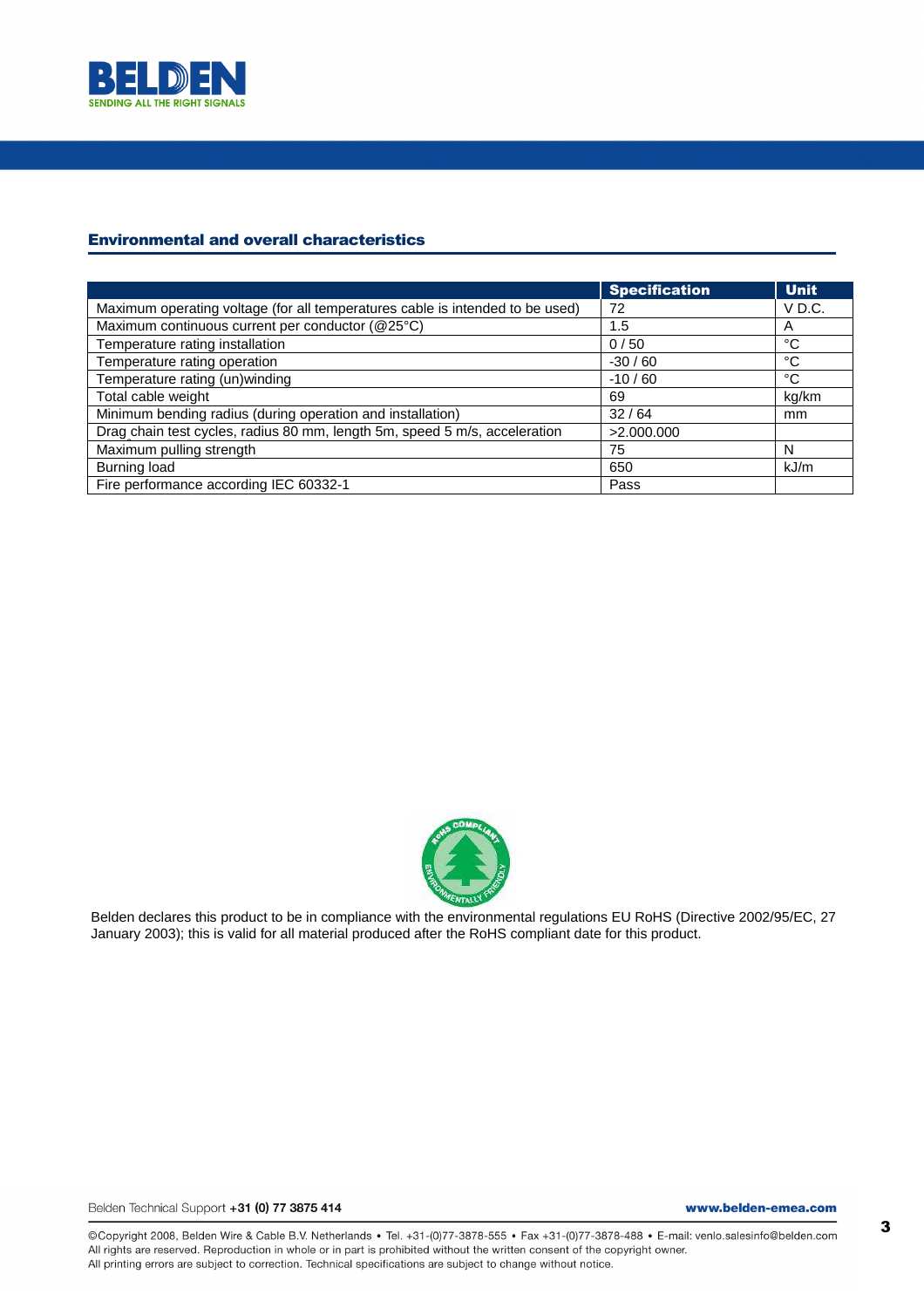## Environmental and overall characteristics

| | Specification | Unit |
|---|---|---|
| Maximum operating voltage (for all temperatures cable is intended to be used) | 72 | V D.C. |
| Maximum continuous current per conductor (@25°C) | 1.5 | A |
| Temperature rating installation | 0 / 50 | °C |
| Temperature rating operation | -30 / 60 | °C |
| Temperature rating (un)winding | -10 / 60 | °C |
| Total cable weight | 69 | kg/km |
| Minimum bending radius (during operation and installation) | 32 / 64 | mm |
| Drag chain test cycles, radius 80 mm, length 5m, speed 5 m/s, acceleration | >2.000.000 | |
| Maximum pulling strength | 75 | N |
| Burning load | 650 | kJ/m |
| Fire performance according IEC 60332-1 | Pass | |

Belden declares this product to be in compliance with the environmental regulations EU RoHS (Directive 2002/95/EC, 27 January 2003); this is valid for all material produced after the RoHS compliant date for this product.

Belden Technical Support **+31 (0) 77 3875 414** **www.belden-emea.com**

©Copyright 2008, Belden Wire & Cable B.V. Netherlands • Tel. +31-(0)77-3878-555 • Fax +31-(0)77-3878-488 • E-mail: venlo.salesinfo@belden.com
All rights are reserved. Reproduction in whole or in part is prohibited without the written consent of the copyright owner.
All printing errors are subject to correction. Technical specifications are subject to change without notice.